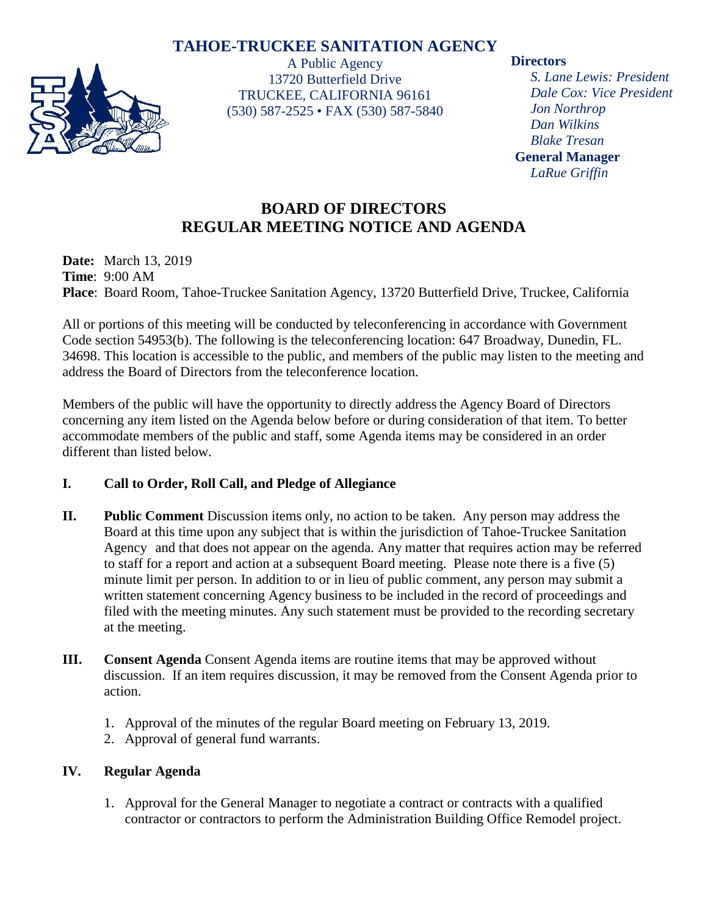# TAHOE-TRUCKEE SANITATION AGENCY

A Public Agency
13720 Butterfield Drive
TRUCKEE, CALIFORNIA 96161
(530) 587-2525 • FAX (530) 587-5840

**Directors**

*S. Lane Lewis: President*
*Dale Cox: Vice President*
*Jon Northrop*
*Dan Wilkins*
*Blake Tresan*

**General Manager**

*LaRue Griffin*

## BOARD OF DIRECTORS
## REGULAR MEETING NOTICE AND AGENDA

**Date:** March 13, 2019
**Time**: 9:00 AM
**Place**: Board Room, Tahoe-Truckee Sanitation Agency, 13720 Butterfield Drive, Truckee, California

All or portions of this meeting will be conducted by teleconferencing in accordance with Government Code section 54953(b). The following is the teleconferencing location: 647 Broadway, Dunedin, FL. 34698. This location is accessible to the public, and members of the public may listen to the meeting and address the Board of Directors from the teleconference location.

Members of the public will have the opportunity to directly address the Agency Board of Directors concerning any item listed on the Agenda below before or during consideration of that item. To better accommodate members of the public and staff, some Agenda items may be considered in an order different than listed below.

**I. Call to Order, Roll Call, and Pledge of Allegiance**

**II. Public Comment** Discussion items only, no action to be taken. Any person may address the Board at this time upon any subject that is within the jurisdiction of Tahoe-Truckee Sanitation Agency and that does not appear on the agenda. Any matter that requires action may be referred to staff for a report and action at a subsequent Board meeting. Please note there is a five (5) minute limit per person. In addition to or in lieu of public comment, any person may submit a written statement concerning Agency business to be included in the record of proceedings and filed with the meeting minutes. Any such statement must be provided to the recording secretary at the meeting.

**III. Consent Agenda** Consent Agenda items are routine items that may be approved without discussion. If an item requires discussion, it may be removed from the Consent Agenda prior to action.

1. Approval of the minutes of the regular Board meeting on February 13, 2019.
2. Approval of general fund warrants.

**IV. Regular Agenda**

1. Approval for the General Manager to negotiate a contract or contracts with a qualified contractor or contractors to perform the Administration Building Office Remodel project.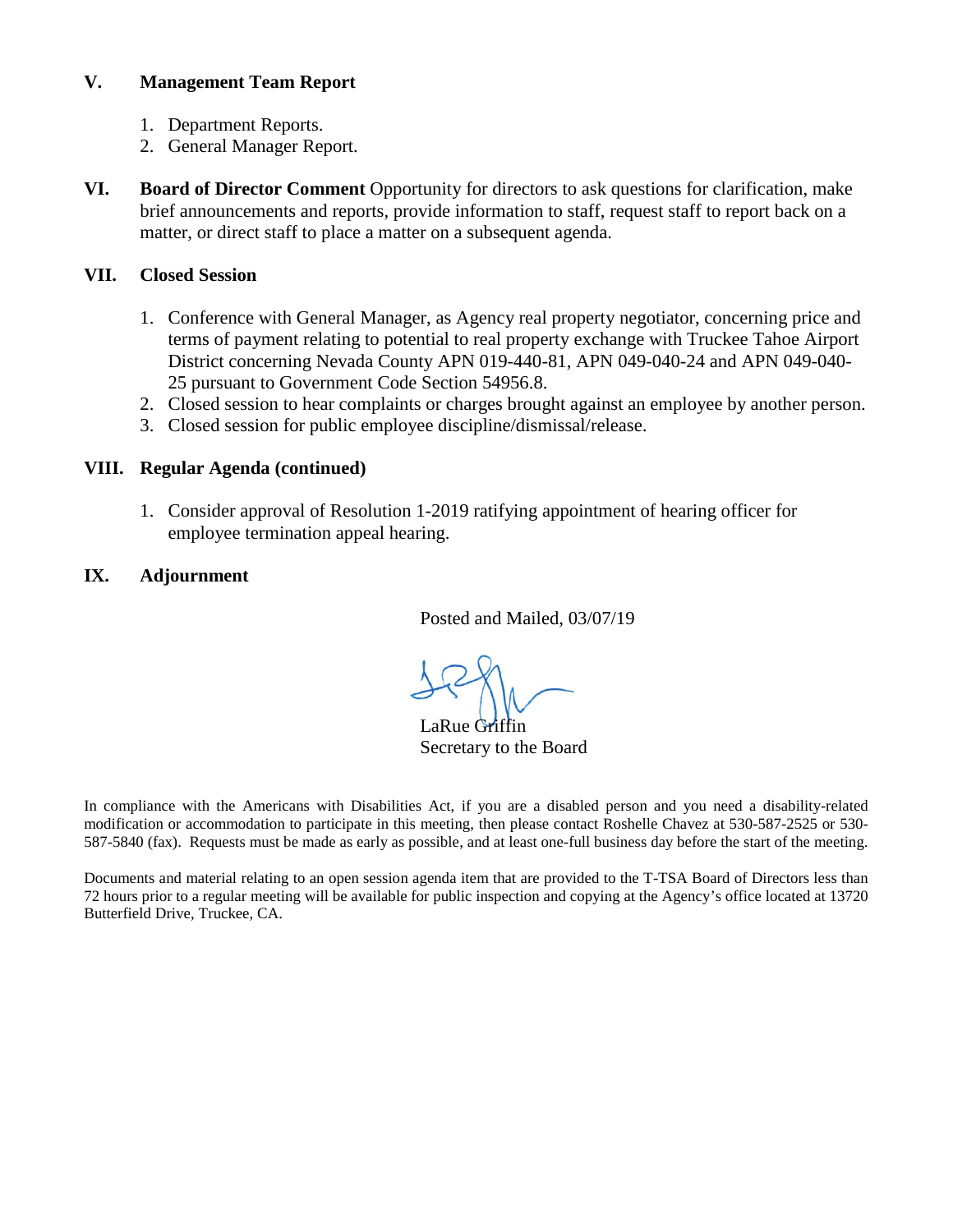## V. Management Team Report

1. Department Reports.
2. General Manager Report.

## VI. Board of Director Comment

**Board of Director Comment** Opportunity for directors to ask questions for clarification, make brief announcements and reports, provide information to staff, request staff to report back on a matter, or direct staff to place a matter on a subsequent agenda.

## VII. Closed Session

1. Conference with General Manager, as Agency real property negotiator, concerning price and terms of payment relating to potential to real property exchange with Truckee Tahoe Airport District concerning Nevada County APN 019-440-81, APN 049-040-24 and APN 049-040-25 pursuant to Government Code Section 54956.8.
2. Closed session to hear complaints or charges brought against an employee by another person.
3. Closed session for public employee discipline/dismissal/release.

## VIII. Regular Agenda (continued)

1. Consider approval of Resolution 1-2019 ratifying appointment of hearing officer for employee termination appeal hearing.

## IX. Adjournment

Posted and Mailed, 03/07/19

LaRue Griffin
Secretary to the Board

In compliance with the Americans with Disabilities Act, if you are a disabled person and you need a disability-related modification or accommodation to participate in this meeting, then please contact Roshelle Chavez at 530-587-2525 or 530-587-5840 (fax). Requests must be made as early as possible, and at least one-full business day before the start of the meeting.

Documents and material relating to an open session agenda item that are provided to the T-TSA Board of Directors less than 72 hours prior to a regular meeting will be available for public inspection and copying at the Agency's office located at 13720 Butterfield Drive, Truckee, CA.